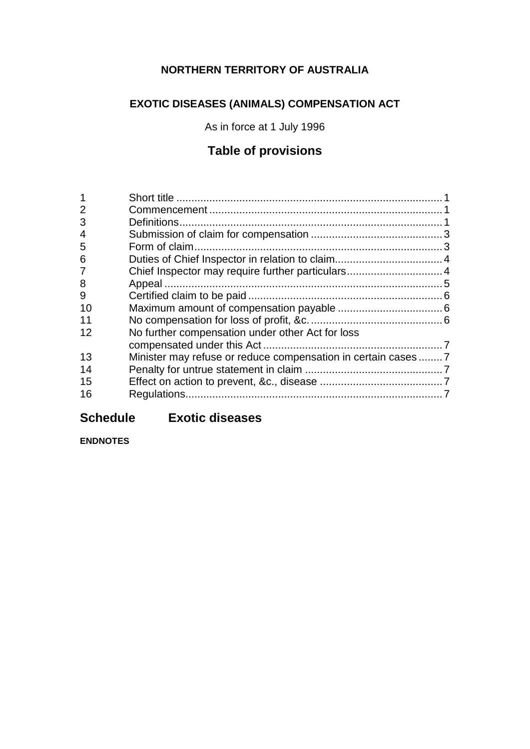**NORTHERN TERRITORY OF AUSTRALIA**

**EXOTIC DISEASES (ANIMALS) COMPENSATION ACT**

As in force at 1 July 1996

## Table of provisions

| | | |
|---|---|---|
| 1 | Short title | 1 |
| 2 | Commencement | 1 |
| 3 | Definitions | 1 |
| 4 | Submission of claim for compensation | 3 |
| 5 | Form of claim | 3 |
| 6 | Duties of Chief Inspector in relation to claim | 4 |
| 7 | Chief Inspector may require further particulars | 4 |
| 8 | Appeal | 5 |
| 9 | Certified claim to be paid | 6 |
| 10 | Maximum amount of compensation payable | 6 |
| 11 | No compensation for loss of profit, &c. | 6 |
| 12 | No further compensation under other Act for loss compensated under this Act | 7 |
| 13 | Minister may refuse or reduce compensation in certain cases | 7 |
| 14 | Penalty for untrue statement in claim | 7 |
| 15 | Effect on action to prevent, &c., disease | 7 |
| 16 | Regulations | 7 |

## Schedule Exotic diseases

**ENDNOTES**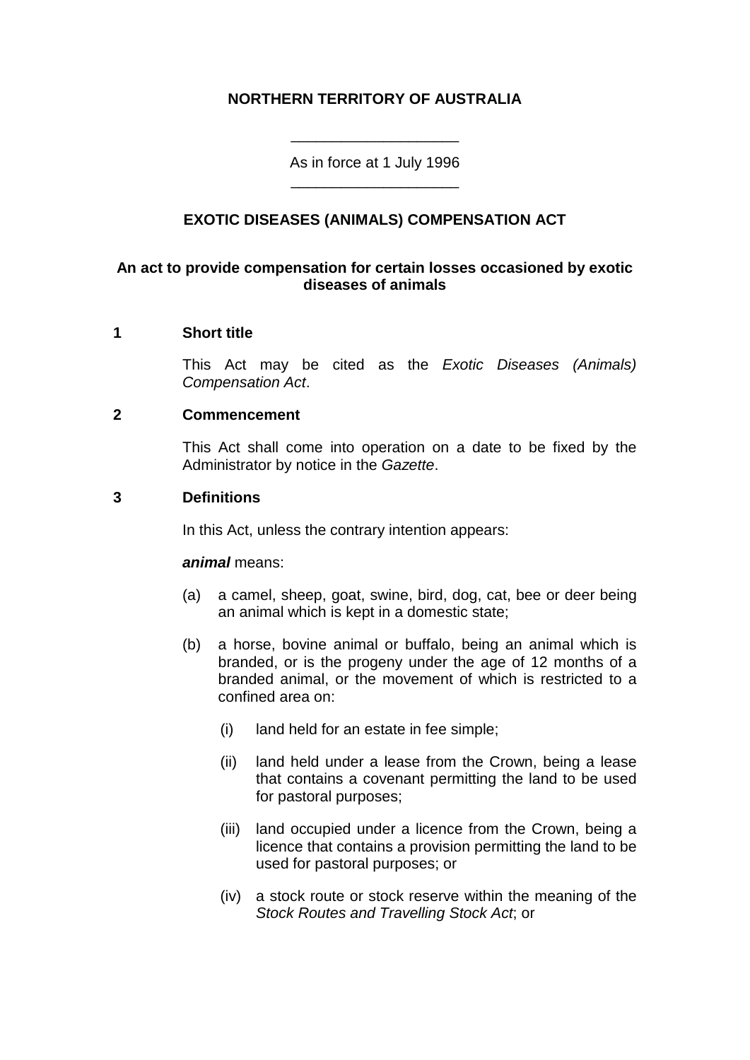**NORTHERN TERRITORY OF AUSTRALIA**

As in force at 1 July 1996

# EXOTIC DISEASES (ANIMALS) COMPENSATION ACT

**An act to provide compensation for certain losses occasioned by exotic diseases of animals**

## 1 Short title

This Act may be cited as the *Exotic Diseases (Animals) Compensation Act*.

## 2 Commencement

This Act shall come into operation on a date to be fixed by the Administrator by notice in the *Gazette*.

## 3 Definitions

In this Act, unless the contrary intention appears:

***animal*** means:

(a) a camel, sheep, goat, swine, bird, dog, cat, bee or deer being an animal which is kept in a domestic state;

(b) a horse, bovine animal or buffalo, being an animal which is branded, or is the progeny under the age of 12 months of a branded animal, or the movement of which is restricted to a confined area on:

(i) land held for an estate in fee simple;

(ii) land held under a lease from the Crown, being a lease that contains a covenant permitting the land to be used for pastoral purposes;

(iii) land occupied under a licence from the Crown, being a licence that contains a provision permitting the land to be used for pastoral purposes; or

(iv) a stock route or stock reserve within the meaning of the *Stock Routes and Travelling Stock Act*; or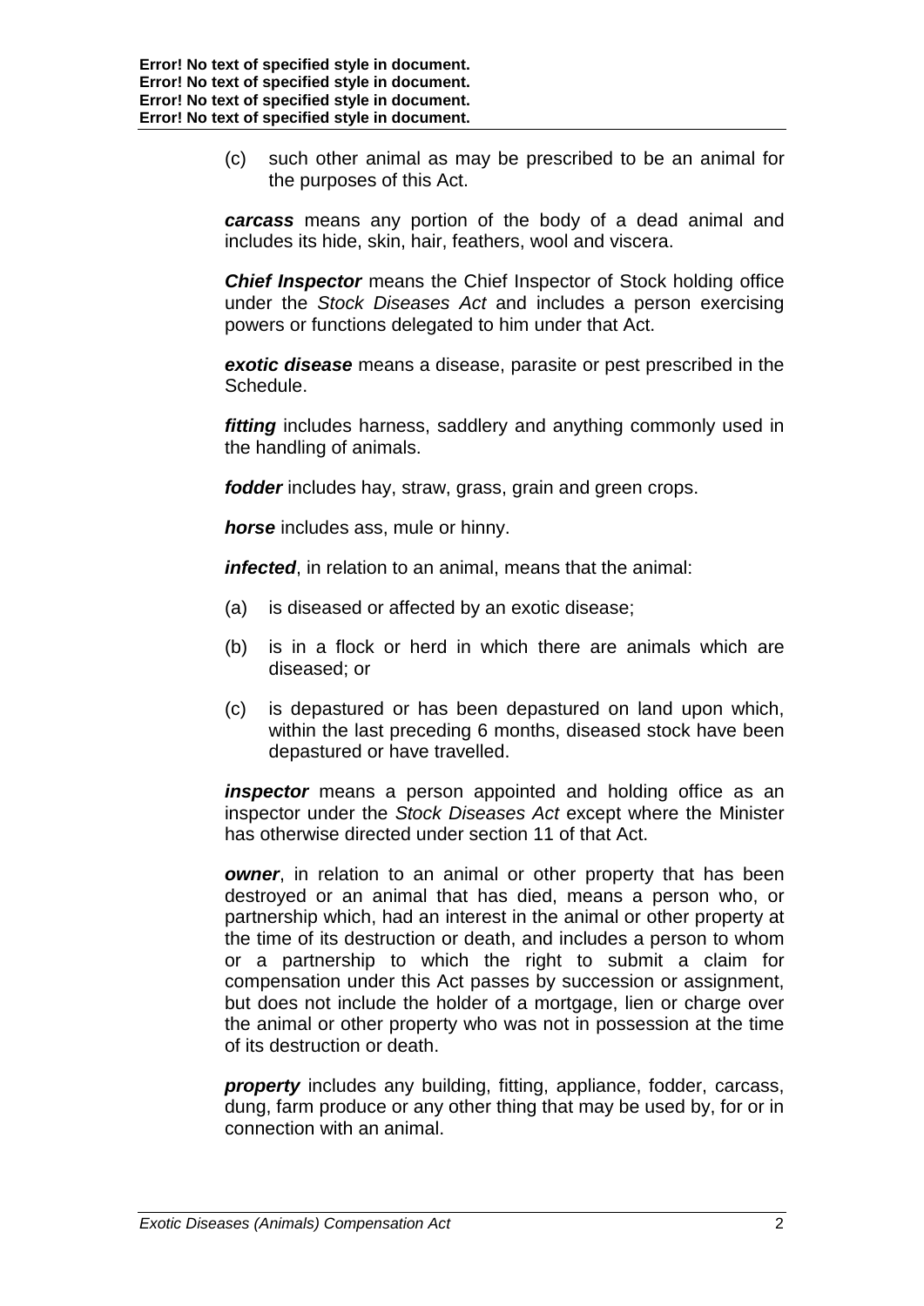(c) such other animal as may be prescribed to be an animal for the purposes of this Act.

***carcass*** means any portion of the body of a dead animal and includes its hide, skin, hair, feathers, wool and viscera.

***Chief Inspector*** means the Chief Inspector of Stock holding office under the *Stock Diseases Act* and includes a person exercising powers or functions delegated to him under that Act.

***exotic disease*** means a disease, parasite or pest prescribed in the Schedule.

***fitting*** includes harness, saddlery and anything commonly used in the handling of animals.

***fodder*** includes hay, straw, grass, grain and green crops.

***horse*** includes ass, mule or hinny.

***infected***, in relation to an animal, means that the animal:

(a) is diseased or affected by an exotic disease;

(b) is in a flock or herd in which there are animals which are diseased; or

(c) is depastured or has been depastured on land upon which, within the last preceding 6 months, diseased stock have been depastured or have travelled.

***inspector*** means a person appointed and holding office as an inspector under the *Stock Diseases Act* except where the Minister has otherwise directed under section 11 of that Act.

***owner***, in relation to an animal or other property that has been destroyed or an animal that has died, means a person who, or partnership which, had an interest in the animal or other property at the time of its destruction or death, and includes a person to whom or a partnership to which the right to submit a claim for compensation under this Act passes by succession or assignment, but does not include the holder of a mortgage, lien or charge over the animal or other property who was not in possession at the time of its destruction or death.

***property*** includes any building, fitting, appliance, fodder, carcass, dung, farm produce or any other thing that may be used by, for or in connection with an animal.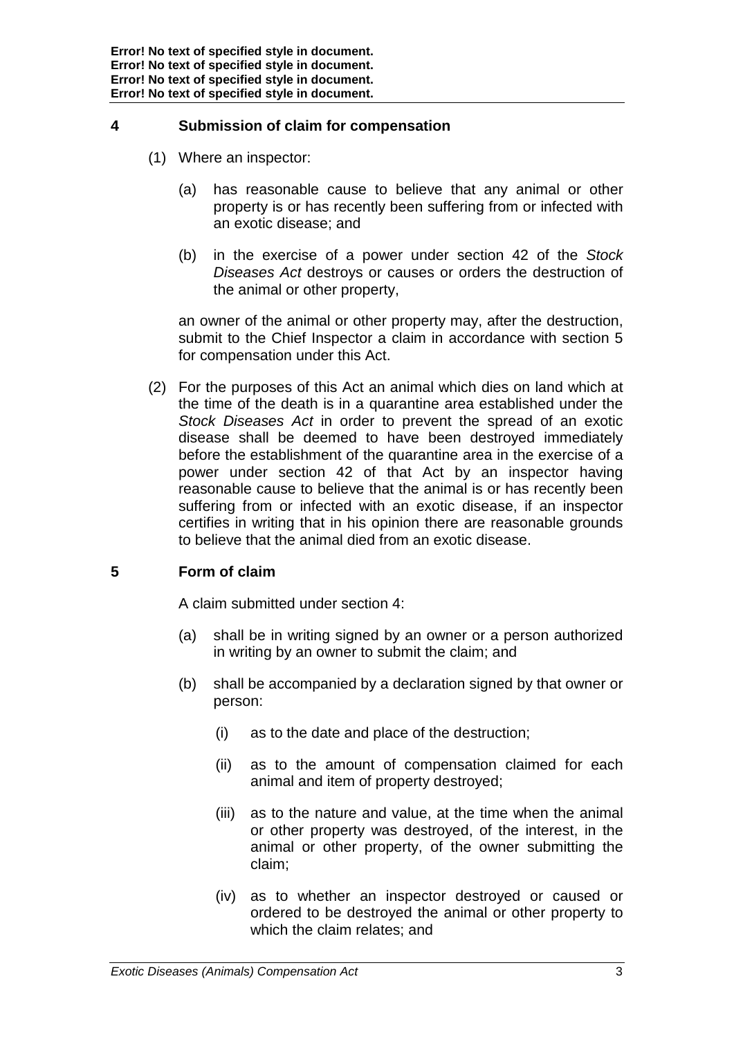## 4 Submission of claim for compensation

(1) Where an inspector:

(a) has reasonable cause to believe that any animal or other property is or has recently been suffering from or infected with an exotic disease; and

(b) in the exercise of a power under section 42 of the *Stock Diseases Act* destroys or causes or orders the destruction of the animal or other property,

an owner of the animal or other property may, after the destruction, submit to the Chief Inspector a claim in accordance with section 5 for compensation under this Act.

(2) For the purposes of this Act an animal which dies on land which at the time of the death is in a quarantine area established under the *Stock Diseases Act* in order to prevent the spread of an exotic disease shall be deemed to have been destroyed immediately before the establishment of the quarantine area in the exercise of a power under section 42 of that Act by an inspector having reasonable cause to believe that the animal is or has recently been suffering from or infected with an exotic disease, if an inspector certifies in writing that in his opinion there are reasonable grounds to believe that the animal died from an exotic disease.

## 5 Form of claim

A claim submitted under section 4:

(a) shall be in writing signed by an owner or a person authorized in writing by an owner to submit the claim; and

(b) shall be accompanied by a declaration signed by that owner or person:

(i) as to the date and place of the destruction;

(ii) as to the amount of compensation claimed for each animal and item of property destroyed;

(iii) as to the nature and value, at the time when the animal or other property was destroyed, of the interest, in the animal or other property, of the owner submitting the claim;

(iv) as to whether an inspector destroyed or caused or ordered to be destroyed the animal or other property to which the claim relates; and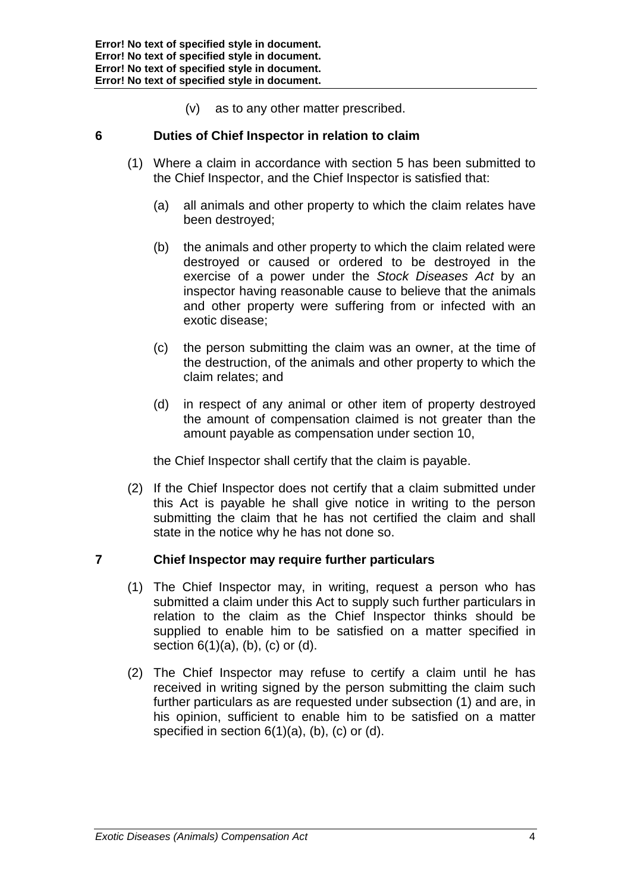(v) as to any other matter prescribed.

## 6 Duties of Chief Inspector in relation to claim

(1) Where a claim in accordance with section 5 has been submitted to the Chief Inspector, and the Chief Inspector is satisfied that:

(a) all animals and other property to which the claim relates have been destroyed;

(b) the animals and other property to which the claim related were destroyed or caused or ordered to be destroyed in the exercise of a power under the *Stock Diseases Act* by an inspector having reasonable cause to believe that the animals and other property were suffering from or infected with an exotic disease;

(c) the person submitting the claim was an owner, at the time of the destruction, of the animals and other property to which the claim relates; and

(d) in respect of any animal or other item of property destroyed the amount of compensation claimed is not greater than the amount payable as compensation under section 10,

the Chief Inspector shall certify that the claim is payable.

(2) If the Chief Inspector does not certify that a claim submitted under this Act is payable he shall give notice in writing to the person submitting the claim that he has not certified the claim and shall state in the notice why he has not done so.

## 7 Chief Inspector may require further particulars

(1) The Chief Inspector may, in writing, request a person who has submitted a claim under this Act to supply such further particulars in relation to the claim as the Chief Inspector thinks should be supplied to enable him to be satisfied on a matter specified in section 6(1)(a), (b), (c) or (d).

(2) The Chief Inspector may refuse to certify a claim until he has received in writing signed by the person submitting the claim such further particulars as are requested under subsection (1) and are, in his opinion, sufficient to enable him to be satisfied on a matter specified in section 6(1)(a), (b), (c) or (d).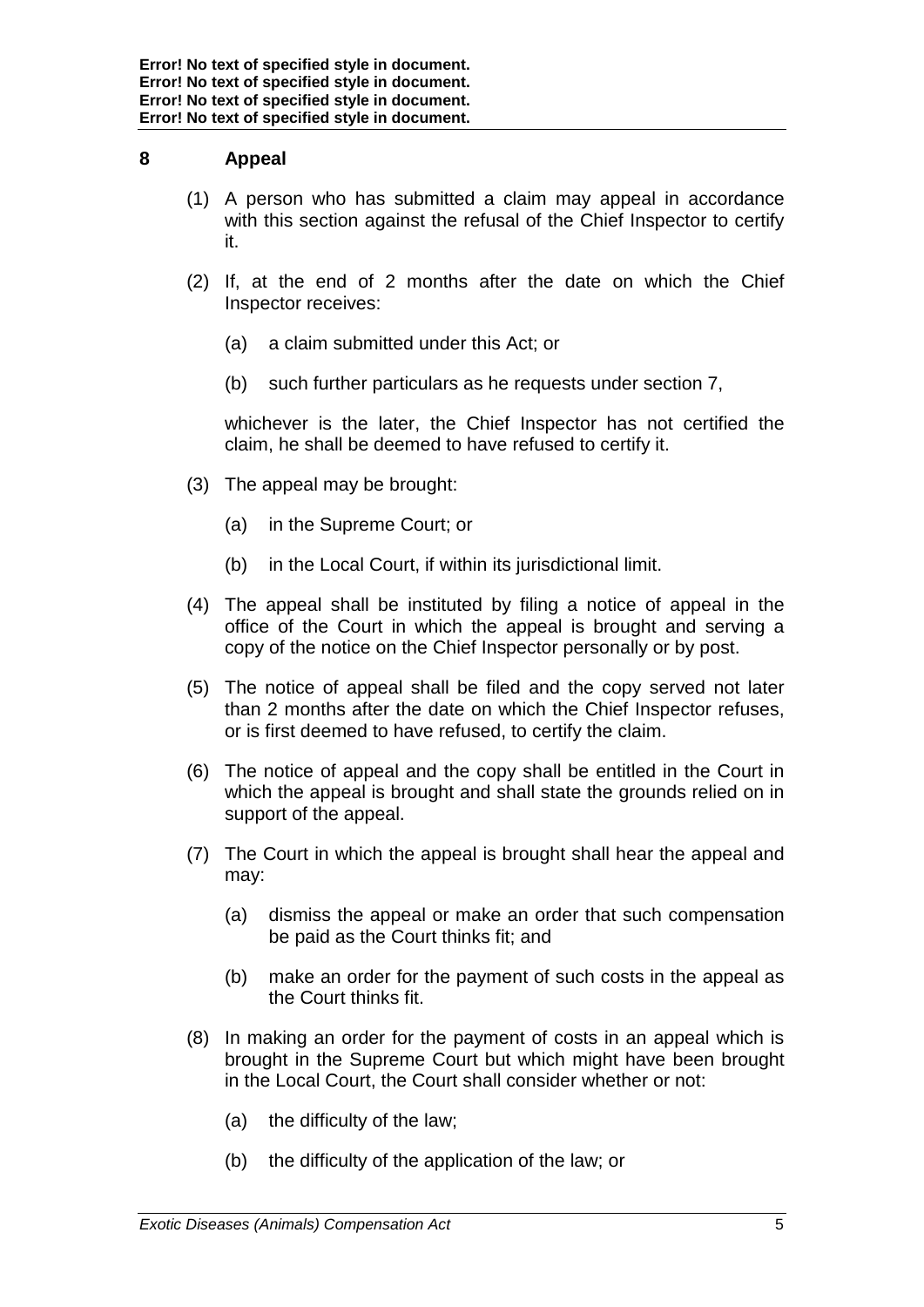## 8 Appeal

(1) A person who has submitted a claim may appeal in accordance with this section against the refusal of the Chief Inspector to certify it.

(2) If, at the end of 2 months after the date on which the Chief Inspector receives:

(a) a claim submitted under this Act; or

(b) such further particulars as he requests under section 7,

whichever is the later, the Chief Inspector has not certified the claim, he shall be deemed to have refused to certify it.

(3) The appeal may be brought:

(a) in the Supreme Court; or

(b) in the Local Court, if within its jurisdictional limit.

(4) The appeal shall be instituted by filing a notice of appeal in the office of the Court in which the appeal is brought and serving a copy of the notice on the Chief Inspector personally or by post.

(5) The notice of appeal shall be filed and the copy served not later than 2 months after the date on which the Chief Inspector refuses, or is first deemed to have refused, to certify the claim.

(6) The notice of appeal and the copy shall be entitled in the Court in which the appeal is brought and shall state the grounds relied on in support of the appeal.

(7) The Court in which the appeal is brought shall hear the appeal and may:

(a) dismiss the appeal or make an order that such compensation be paid as the Court thinks fit; and

(b) make an order for the payment of such costs in the appeal as the Court thinks fit.

(8) In making an order for the payment of costs in an appeal which is brought in the Supreme Court but which might have been brought in the Local Court, the Court shall consider whether or not:

(a) the difficulty of the law;

(b) the difficulty of the application of the law; or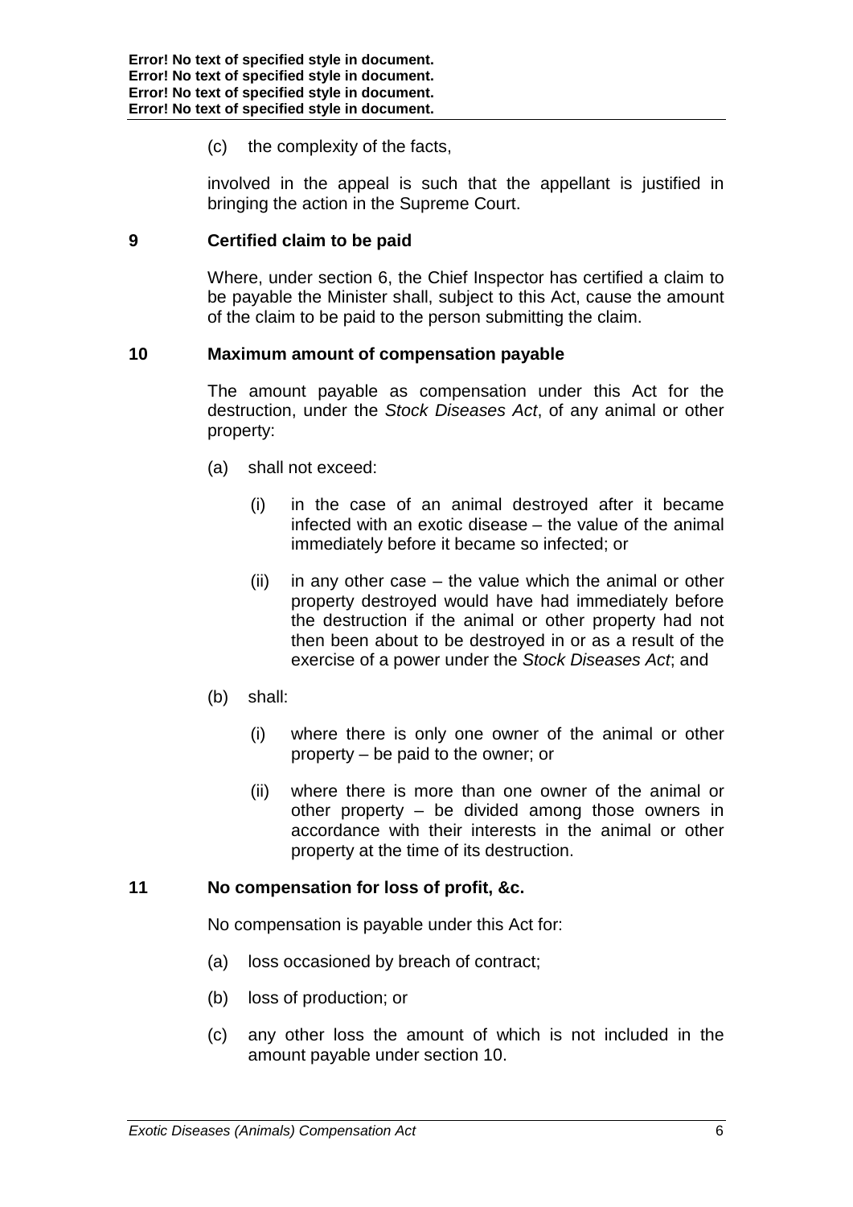(c) the complexity of the facts,

involved in the appeal is such that the appellant is justified in bringing the action in the Supreme Court.

## 9 Certified claim to be paid

Where, under section 6, the Chief Inspector has certified a claim to be payable the Minister shall, subject to this Act, cause the amount of the claim to be paid to the person submitting the claim.

## 10 Maximum amount of compensation payable

The amount payable as compensation under this Act for the destruction, under the *Stock Diseases Act*, of any animal or other property:

(a) shall not exceed:

(i) in the case of an animal destroyed after it became infected with an exotic disease – the value of the animal immediately before it became so infected; or

(ii) in any other case – the value which the animal or other property destroyed would have had immediately before the destruction if the animal or other property had not then been about to be destroyed in or as a result of the exercise of a power under the *Stock Diseases Act*; and

(b) shall:

(i) where there is only one owner of the animal or other property – be paid to the owner; or

(ii) where there is more than one owner of the animal or other property – be divided among those owners in accordance with their interests in the animal or other property at the time of its destruction.

## 11 No compensation for loss of profit, &c.

No compensation is payable under this Act for:

(a) loss occasioned by breach of contract;

(b) loss of production; or

(c) any other loss the amount of which is not included in the amount payable under section 10.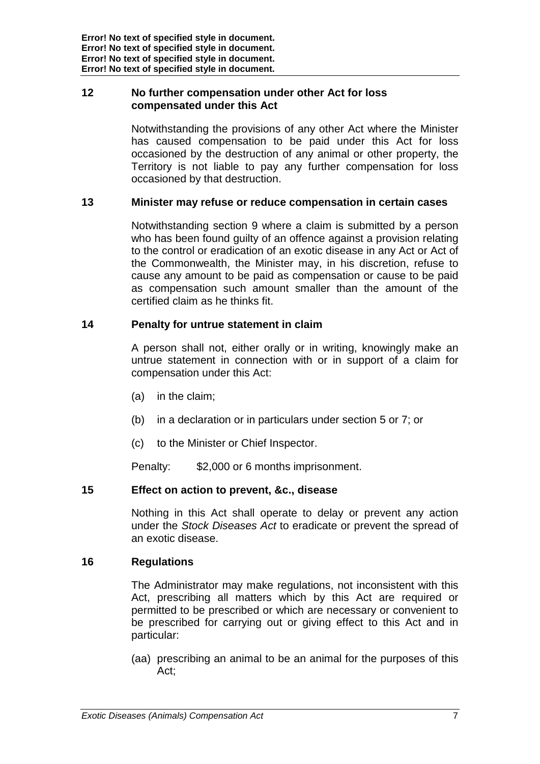## 12 No further compensation under other Act for loss compensated under this Act

Notwithstanding the provisions of any other Act where the Minister has caused compensation to be paid under this Act for loss occasioned by the destruction of any animal or other property, the Territory is not liable to pay any further compensation for loss occasioned by that destruction.

## 13 Minister may refuse or reduce compensation in certain cases

Notwithstanding section 9 where a claim is submitted by a person who has been found guilty of an offence against a provision relating to the control or eradication of an exotic disease in any Act or Act of the Commonwealth, the Minister may, in his discretion, refuse to cause any amount to be paid as compensation or cause to be paid as compensation such amount smaller than the amount of the certified claim as he thinks fit.

## 14 Penalty for untrue statement in claim

A person shall not, either orally or in writing, knowingly make an untrue statement in connection with or in support of a claim for compensation under this Act:

(a) in the claim;

(b) in a declaration or in particulars under section 5 or 7; or

(c) to the Minister or Chief Inspector.

Penalty: $2,000 or 6 months imprisonment.

## 15 Effect on action to prevent, &c., disease

Nothing in this Act shall operate to delay or prevent any action under the *Stock Diseases Act* to eradicate or prevent the spread of an exotic disease.

## 16 Regulations

The Administrator may make regulations, not inconsistent with this Act, prescribing all matters which by this Act are required or permitted to be prescribed or which are necessary or convenient to be prescribed for carrying out or giving effect to this Act and in particular:

(aa) prescribing an animal to be an animal for the purposes of this Act;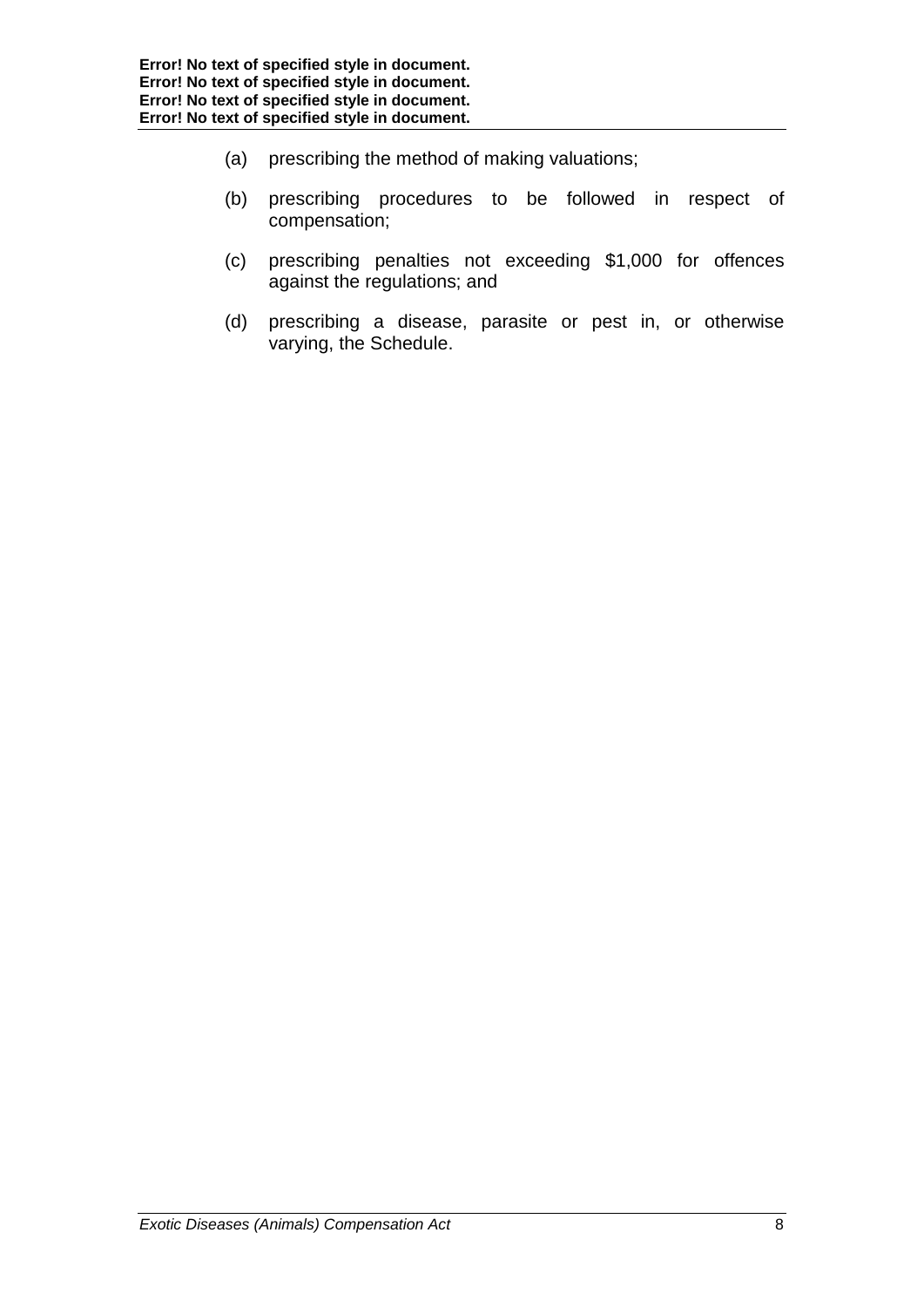(a) prescribing the method of making valuations;

(b) prescribing procedures to be followed in respect of compensation;

(c) prescribing penalties not exceeding $1,000 for offences against the regulations; and

(d) prescribing a disease, parasite or pest in, or otherwise varying, the Schedule.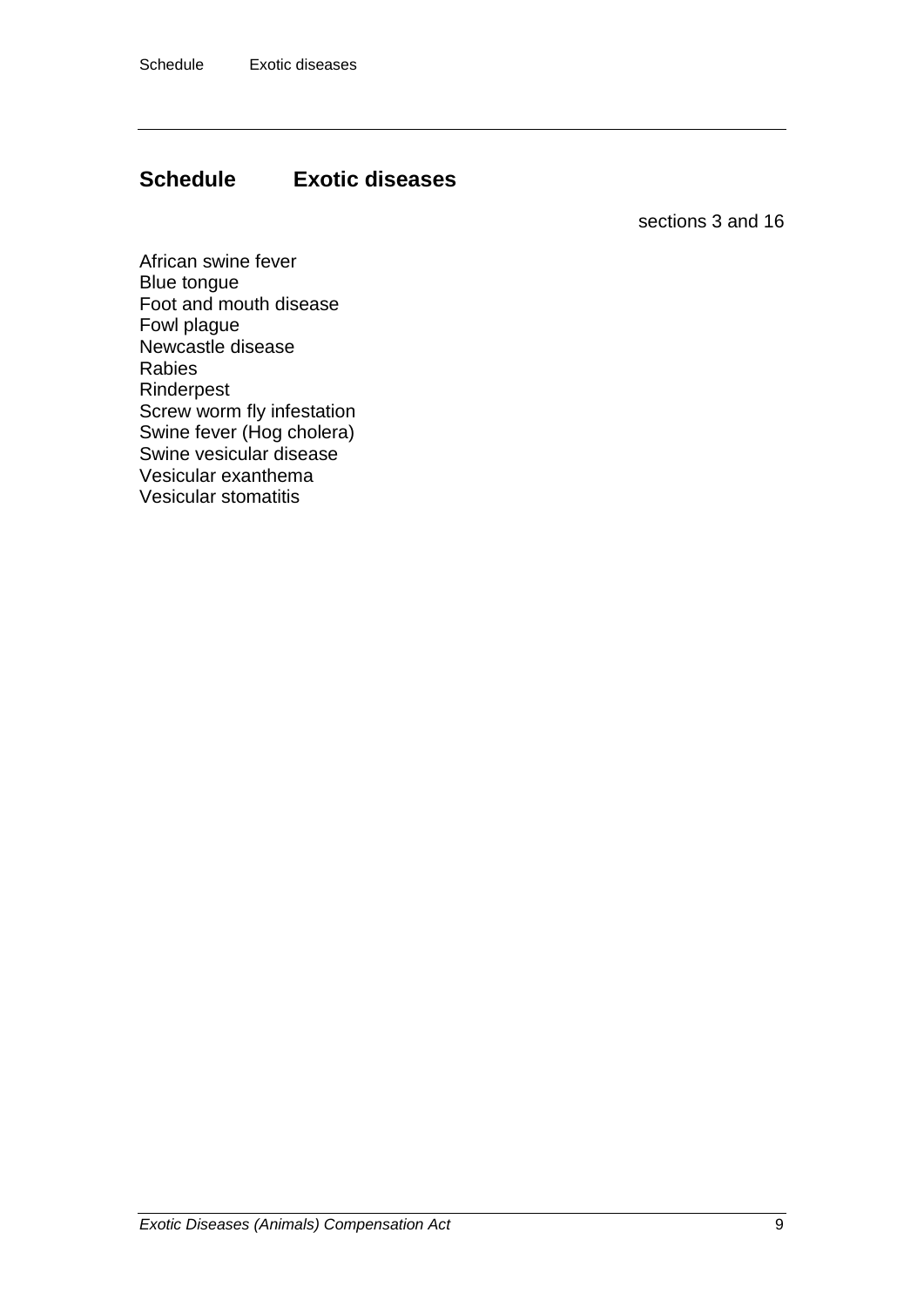## Schedule Exotic diseases

sections 3 and 16

African swine fever
Blue tongue
Foot and mouth disease
Fowl plague
Newcastle disease
Rabies
Rinderpest
Screw worm fly infestation
Swine fever (Hog cholera)
Swine vesicular disease
Vesicular exanthema
Vesicular stomatitis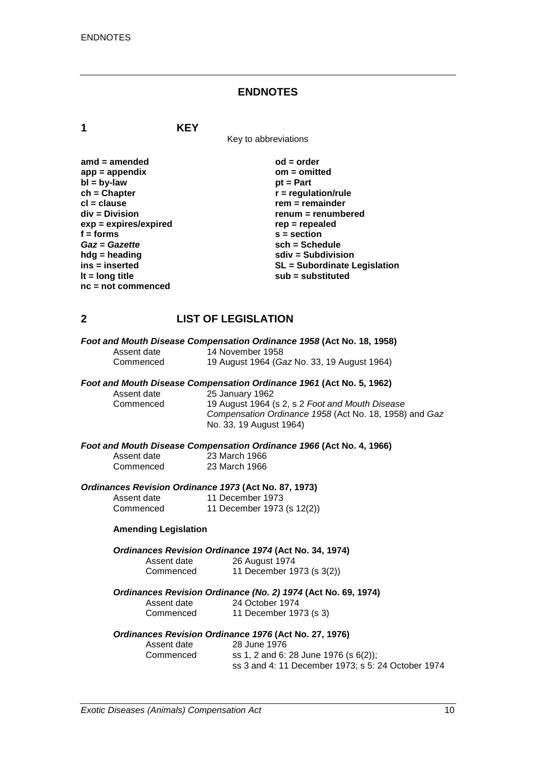# ENDNOTES

## 1 KEY

Key to abbreviations

**amd = amended**
**app = appendix**
**bl = by-law**
**ch = Chapter**
**cl = clause**
**div = Division**
**exp = expires/expired**
**f = forms**
***Gaz* = *Gazette***
**hdg = heading**
**ins = inserted**
**lt = long title**
**nc = not commenced**
**od = order**
**om = omitted**
**pt = Part**
**r = regulation/rule**
**rem = remainder**
**renum = renumbered**
**rep = repealed**
**s = section**
**sch = Schedule**
**sdiv = Subdivision**
**SL = Subordinate Legislation**
**sub = substituted**

## 2 LIST OF LEGISLATION

***Foot and Mouth Disease Compensation Ordinance 1958* (Act No. 18, 1958)**

Assent date 14 November 1958
Commenced 19 August 1964 (*Gaz* No. 33, 19 August 1964)

***Foot and Mouth Disease Compensation Ordinance 1961* (Act No. 5, 1962)**

Assent date 25 January 1962
Commenced 19 August 1964 (s 2, s 2 *Foot and Mouth Disease Compensation Ordinance 1958* (Act No. 18, 1958) and *Gaz* No. 33, 19 August 1964)

***Foot and Mouth Disease Compensation Ordinance 1966* (Act No. 4, 1966)**

Assent date 23 March 1966
Commenced 23 March 1966

***Ordinances Revision Ordinance 1973* (Act No. 87, 1973)**

Assent date 11 December 1973
Commenced 11 December 1973 (s 12(2))

**Amending Legislation**

***Ordinances Revision Ordinance 1974* (Act No. 34, 1974)**

Assent date 26 August 1974
Commenced 11 December 1973 (s 3(2))

***Ordinances Revision Ordinance (No. 2) 1974* (Act No. 69, 1974)**

Assent date 24 October 1974
Commenced 11 December 1973 (s 3)

***Ordinances Revision Ordinance 1976* (Act No. 27, 1976)**

Assent date 28 June 1976
Commenced ss 1, 2 and 6: 28 June 1976 (s 6(2)); ss 3 and 4: 11 December 1973; s 5: 24 October 1974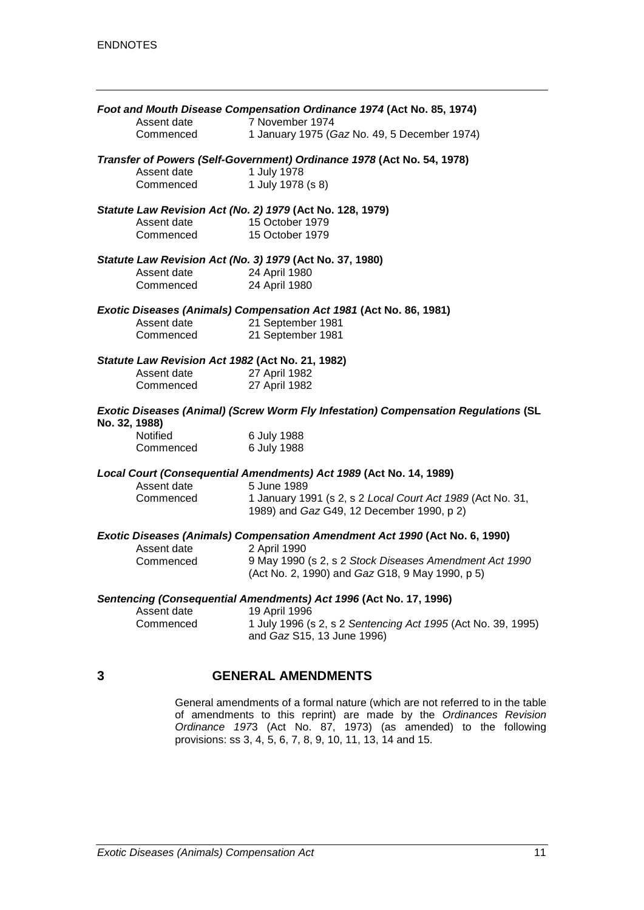***Foot and Mouth Disease Compensation Ordinance 1974* (Act No. 85, 1974)**

| | |
|---|---|
| Assent date | 7 November 1974 |
| Commenced | 1 January 1975 (*Gaz* No. 49, 5 December 1974) |

***Transfer of Powers (Self-Government) Ordinance 1978* (Act No. 54, 1978)**

| | |
|---|---|
| Assent date | 1 July 1978 |
| Commenced | 1 July 1978 (s 8) |

***Statute Law Revision Act (No. 2) 1979* (Act No. 128, 1979)**

| | |
|---|---|
| Assent date | 15 October 1979 |
| Commenced | 15 October 1979 |

***Statute Law Revision Act (No. 3) 1979* (Act No. 37, 1980)**

| | |
|---|---|
| Assent date | 24 April 1980 |
| Commenced | 24 April 1980 |

***Exotic Diseases (Animals) Compensation Act 1981* (Act No. 86, 1981)**

| | |
|---|---|
| Assent date | 21 September 1981 |
| Commenced | 21 September 1981 |

***Statute Law Revision Act 1982* (Act No. 21, 1982)**

| | |
|---|---|
| Assent date | 27 April 1982 |
| Commenced | 27 April 1982 |

***Exotic Diseases (Animal) (Screw Worm Fly Infestation) Compensation Regulations* (SL No. 32, 1988)**

| | |
|---|---|
| Notified | 6 July 1988 |
| Commenced | 6 July 1988 |

***Local Court (Consequential Amendments) Act 1989* (Act No. 14, 1989)**

| | |
|---|---|
| Assent date | 5 June 1989 |
| Commenced | 1 January 1991 (s 2, s 2 *Local Court Act 1989* (Act No. 31, 1989) and *Gaz* G49, 12 December 1990, p 2) |

***Exotic Diseases (Animals) Compensation Amendment Act 1990* (Act No. 6, 1990)**

| | |
|---|---|
| Assent date | 2 April 1990 |
| Commenced | 9 May 1990 (s 2, s 2 *Stock Diseases Amendment Act 1990* (Act No. 2, 1990) and *Gaz* G18, 9 May 1990, p 5) |

***Sentencing (Consequential Amendments) Act 1996* (Act No. 17, 1996)**

| | |
|---|---|
| Assent date | 19 April 1996 |
| Commenced | 1 July 1996 (s 2, s 2 *Sentencing Act 1995* (Act No. 39, 1995) and *Gaz* S15, 13 June 1996) |

## 3 GENERAL AMENDMENTS

General amendments of a formal nature (which are not referred to in the table of amendments to this reprint) are made by the *Ordinances Revision Ordinance 1973* (Act No. 87, 1973) (as amended) to the following provisions: ss 3, 4, 5, 6, 7, 8, 9, 10, 11, 13, 14 and 15.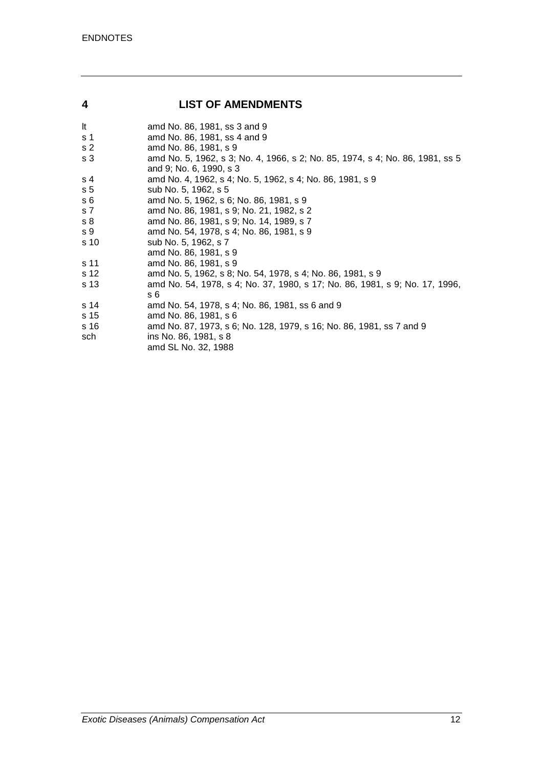## 4 LIST OF AMENDMENTS

| | |
|---|---|
| lt | amd No. 86, 1981, ss 3 and 9 |
| s 1 | amd No. 86, 1981, ss 4 and 9 |
| s 2 | amd No. 86, 1981, s 9 |
| s 3 | amd No. 5, 1962, s 3; No. 4, 1966, s 2; No. 85, 1974, s 4; No. 86, 1981, ss 5 and 9; No. 6, 1990, s 3 |
| s 4 | amd No. 4, 1962, s 4; No. 5, 1962, s 4; No. 86, 1981, s 9 |
| s 5 | sub No. 5, 1962, s 5 |
| s 6 | amd No. 5, 1962, s 6; No. 86, 1981, s 9 |
| s 7 | amd No. 86, 1981, s 9; No. 21, 1982, s 2 |
| s 8 | amd No. 86, 1981, s 9; No. 14, 1989, s 7 |
| s 9 | amd No. 54, 1978, s 4; No. 86, 1981, s 9 |
| s 10 | sub No. 5, 1962, s 7 |
| | amd No. 86, 1981, s 9 |
| s 11 | amd No. 86, 1981, s 9 |
| s 12 | amd No. 5, 1962, s 8; No. 54, 1978, s 4; No. 86, 1981, s 9 |
| s 13 | amd No. 54, 1978, s 4; No. 37, 1980, s 17; No. 86, 1981, s 9; No. 17, 1996, s 6 |
| s 14 | amd No. 54, 1978, s 4; No. 86, 1981, ss 6 and 9 |
| s 15 | amd No. 86, 1981, s 6 |
| s 16 | amd No. 87, 1973, s 6; No. 128, 1979, s 16; No. 86, 1981, ss 7 and 9 |
| sch | ins No. 86, 1981, s 8 |
| | amd SL No. 32, 1988 |